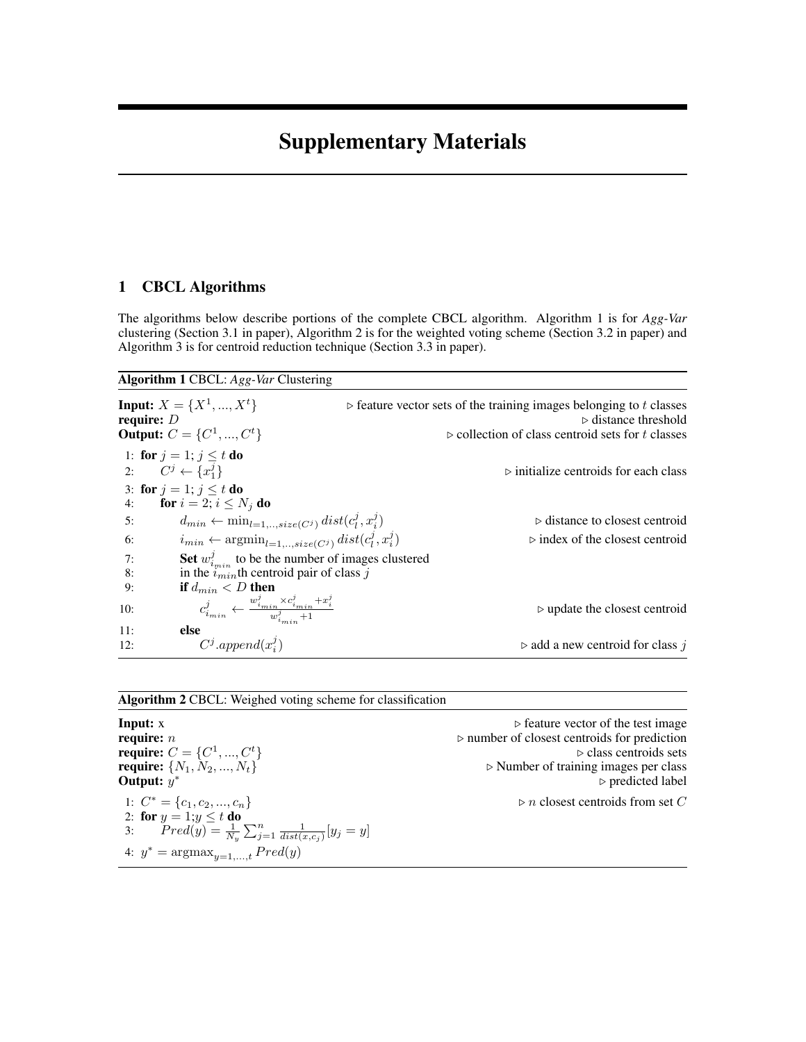# Supplementary Materials

## 1 CBCL Algorithms

The algorithms below describe portions of the complete CBCL algorithm. Algorithm 1 is for *Agg-Var* clustering (Section 3.1 in paper), Algorithm 2 is for the weighted voting scheme (Section 3.2 in paper) and Algorithm 3 is for centroid reduction technique (Section 3.3 in paper).

**Algorithm 1** CBCL: *Agg-Var* Clustering

**Input:** $X = \{X^1, ..., X^t\}$ ▷ feature vector sets of the training images belonging to $t$ classes
**require:** $D$ ▷ distance threshold
**Output:** $C = \{C^1, ..., C^t\}$ ▷ collection of class centroid sets for $t$ classes

```
1:  for j = 1; j ≤ t do
2:      C^j ← {x^j_1}                                          ▷ initialize centroids for each class
3:  for j = 1; j ≤ t do
4:      for i = 2; i ≤ N_j do
5:          d_min ← min_{l=1,..,size(C^j)} dist(c^j_l, x^j_i)   ▷ distance to closest centroid
6:          i_min ← argmin_{l=1,..,size(C^j)} dist(c^j_l, x^j_i) ▷ index of the closest centroid
7:          Set w^j_{i_min} to be the number of images clustered
8:          in the i_min th centroid pair of class j
9:          if d_min < D then
10:             c^j_{i_min} ← (w^j_{i_min} × c^j_{i_min} + x^j_i) / (w^j_{i_min} + 1)   ▷ update the closest centroid
11:         else
12:             C^j.append(x^j_i)                               ▷ add a new centroid for class j
```

Line 5: $d_{min} \leftarrow \min_{l=1,..,size(C^j)} dist(c_l^j, x_i^j)$

Line 6: $i_{min} \leftarrow \text{argmin}_{l=1,..,size(C^j)} dist(c_l^j, x_i^j)$

Line 10: $c_{i_{min}}^j \leftarrow \frac{w_{i_{min}}^j \times c_{i_{min}}^j + x_i^j}{w_{i_{min}}^j + 1}$

**Algorithm 2** CBCL: Weighed voting scheme for classification

**Input:** x ▷ feature vector of the test image
**require:** $n$ ▷ number of closest centroids for prediction
**require:** $C = \{C^1, ..., C^t\}$ ▷ class centroids sets
**require:** $\{N_1, N_2, ..., N_t\}$ ▷ Number of training images per class
**Output:** $y^*$ ▷ predicted label

```
1:  C* = {c_1, c_2, ..., c_n}                          ▷ n closest centroids from set C
2:  for y = 1; y ≤ t do
3:      Pred(y) = (1/N_y) Σ_{j=1}^{n} (1/dist(x, c_j)) [y_j = y]
4:  y* = argmax_{y=1,...,t} Pred(y)
```

Line 3: $Pred(y) = \frac{1}{N_y} \sum_{j=1}^{n} \frac{1}{dist(x,c_j)} [y_j = y]$

Line 4: $y^* = \text{argmax}_{y=1,...,t}\, Pred(y)$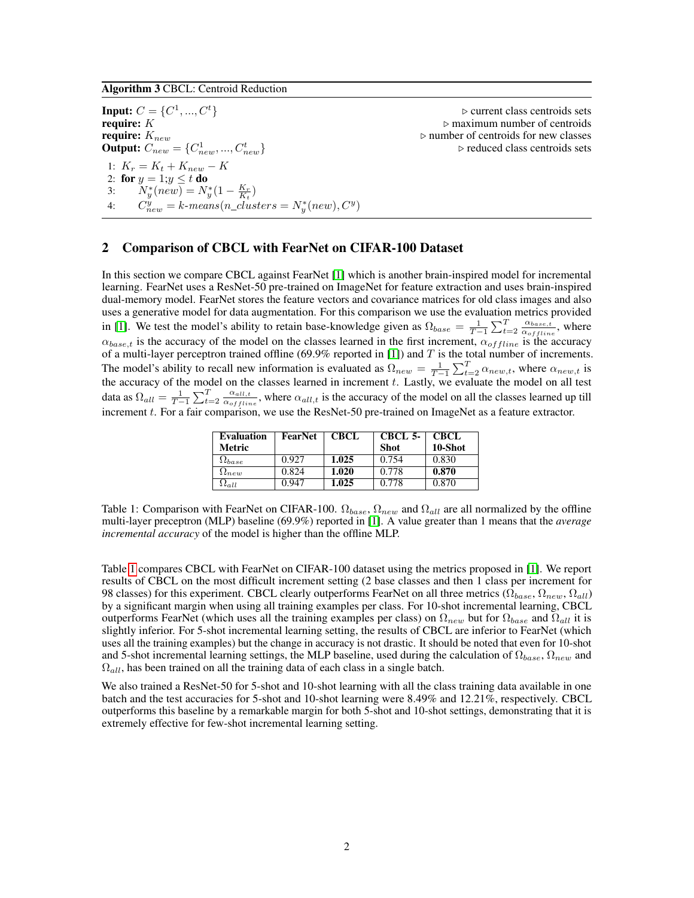**Algorithm 3** CBCL: Centroid Reduction

**Input:** $C = \{C^1, ..., C^t\}$ ▷ current class centroids sets
**require:** $K$ ▷ maximum number of centroids
**require:** $K_{new}$ ▷ number of centroids for new classes
**Output:** $C_{new} = \{C^1_{new}, ..., C^t_{new}\}$ ▷ reduced class centroids sets

1: $K_r = K_t + K_{new} - K$
2: **for** $y = 1; y \leq t$ **do**
3: $\quad N^*_y(new) = N^*_y(1 - \frac{K_r}{K_t})$
4: $\quad C^y_{new} = k\text{-}means(n\_clusters = N^*_y(new), C^y)$

## 2 Comparison of CBCL with FearNet on CIFAR-100 Dataset

In this section we compare CBCL against FearNet [1] which is another brain-inspired model for incremental learning. FearNet uses a ResNet-50 pre-trained on ImageNet for feature extraction and uses brain-inspired dual-memory model. FearNet stores the feature vectors and covariance matrices for old class images and also uses a generative model for data augmentation. For this comparison we use the evaluation metrics provided in [1]. We test the model's ability to retain base-knowledge given as $\Omega_{base} = \frac{1}{T-1}\sum_{t=2}^{T}\frac{\alpha_{base,t}}{\alpha_{offline}}$, where $\alpha_{base,t}$ is the accuracy of the model on the classes learned in the first increment, $\alpha_{offline}$ is the accuracy of a multi-layer perceptron trained offline (69.9% reported in [1]) and $T$ is the total number of increments. The model's ability to recall new information is evaluated as $\Omega_{new} = \frac{1}{T-1}\sum_{t=2}^{T}\alpha_{new,t}$, where $\alpha_{new,t}$ is the accuracy of the model on the classes learned in increment $t$. Lastly, we evaluate the model on all test data as $\Omega_{all} = \frac{1}{T-1}\sum_{t=2}^{T}\frac{\alpha_{all,t}}{\alpha_{offline}}$, where $\alpha_{all,t}$ is the accuracy of the model on all the classes learned up till increment $t$. For a fair comparison, we use the ResNet-50 pre-trained on ImageNet as a feature extractor.

| Evaluation Metric | FearNet | CBCL | CBCL 5-Shot | CBCL 10-Shot |
|---|---|---|---|---|
| $\Omega_{base}$ | 0.927 | **1.025** | 0.754 | 0.830 |
| $\Omega_{new}$ | 0.824 | **1.020** | 0.778 | **0.870** |
| $\Omega_{all}$ | 0.947 | **1.025** | 0.778 | 0.870 |

Table 1: Comparison with FearNet on CIFAR-100. $\Omega_{base}$, $\Omega_{new}$ and $\Omega_{all}$ are all normalized by the offline multi-layer preceptron (MLP) baseline (69.9%) reported in [1]. A value greater than 1 means that the *average incremental accuracy* of the model is higher than the offline MLP.

Table 1 compares CBCL with FearNet on CIFAR-100 dataset using the metrics proposed in [1]. We report results of CBCL on the most difficult increment setting (2 base classes and then 1 class per increment for 98 classes) for this experiment. CBCL clearly outperforms FearNet on all three metrics ($\Omega_{base}$, $\Omega_{new}$, $\Omega_{all}$) by a significant margin when using all training examples per class. For 10-shot incremental learning, CBCL outperforms FearNet (which uses all the training examples per class) on $\Omega_{new}$ but for $\Omega_{base}$ and $\Omega_{all}$ it is slightly inferior. For 5-shot incremental learning setting, the results of CBCL are inferior to FearNet (which uses all the training examples) but the change in accuracy is not drastic. It should be noted that even for 10-shot and 5-shot incremental learning settings, the MLP baseline, used during the calculation of $\Omega_{base}$, $\Omega_{new}$ and $\Omega_{all}$, has been trained on all the training data of each class in a single batch.

We also trained a ResNet-50 for 5-shot and 10-shot learning with all the class training data available in one batch and the test accuracies for 5-shot and 10-shot learning were 8.49% and 12.21%, respectively. CBCL outperforms this baseline by a remarkable margin for both 5-shot and 10-shot settings, demonstrating that it is extremely effective for few-shot incremental learning setting.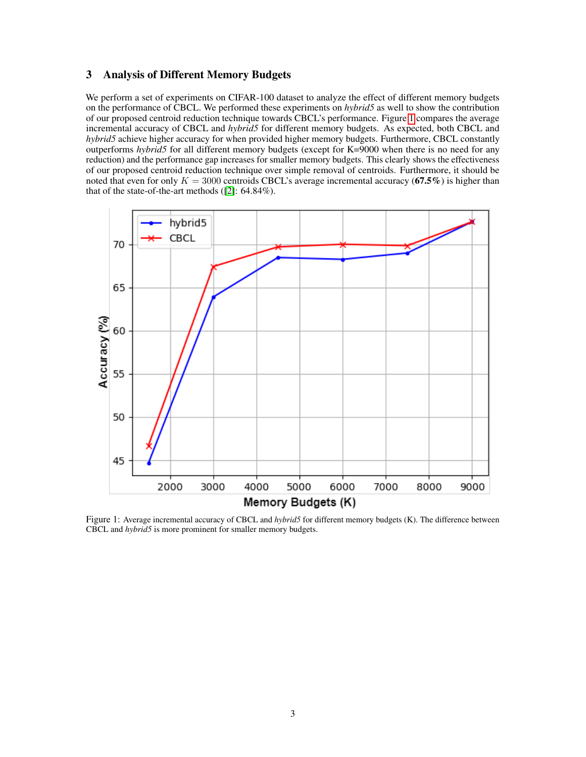## 3 Analysis of Different Memory Budgets

We perform a set of experiments on CIFAR-100 dataset to analyze the effect of different memory budgets on the performance of CBCL. We performed these experiments on *hybrid5* as well to show the contribution of our proposed centroid reduction technique towards CBCL's performance. Figure 1 compares the average incremental accuracy of CBCL and *hybrid5* for different memory budgets. As expected, both CBCL and *hybrid5* achieve higher accuracy for when provided higher memory budgets. Furthermore, CBCL constantly outperforms *hybrid5* for all different memory budgets (except for K=9000 when there is no need for any reduction) and the performance gap increases for smaller memory budgets. This clearly shows the effectiveness of our proposed centroid reduction technique over simple removal of centroids. Furthermore, it should be noted that even for only $K = 3000$ centroids CBCL's average incremental accuracy (**67.5%**) is higher than that of the state-of-the-art methods ([2]: 64.84%).

Figure 1: Average incremental accuracy of CBCL and *hybrid5* for different memory budgets (K). The difference between CBCL and *hybrid5* is more prominent for smaller memory budgets.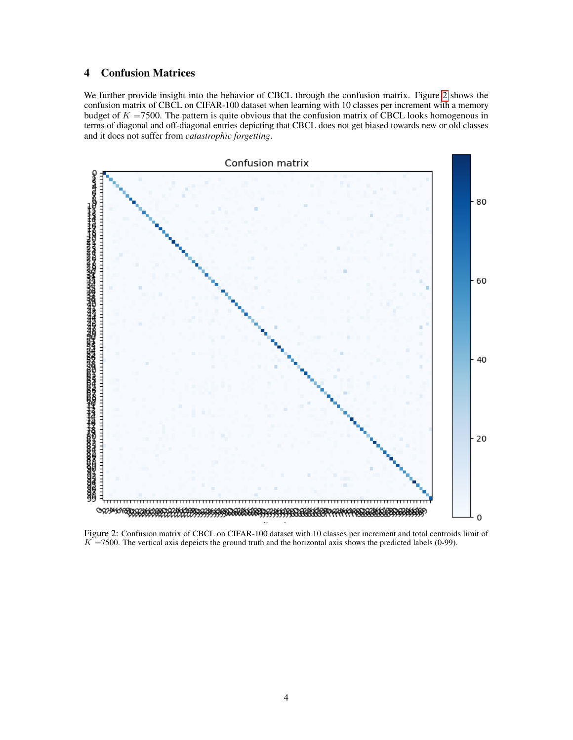## 4 Confusion Matrices

We further provide insight into the behavior of CBCL through the confusion matrix. Figure 2 shows the confusion matrix of CBCL on CIFAR-100 dataset when learning with 10 classes per increment with a memory budget of $K$ =7500. The pattern is quite obvious that the confusion matrix of CBCL looks homogenous in terms of diagonal and off-diagonal entries depicting that CBCL does not get biased towards new or old classes and it does not suffer from *catastrophic forgetting*.

Figure 2: Confusion matrix of CBCL on CIFAR-100 dataset with 10 classes per increment and total centroids limit of $K$ =7500. The vertical axis depeicts the ground truth and the horizontal axis shows the predicted labels (0-99).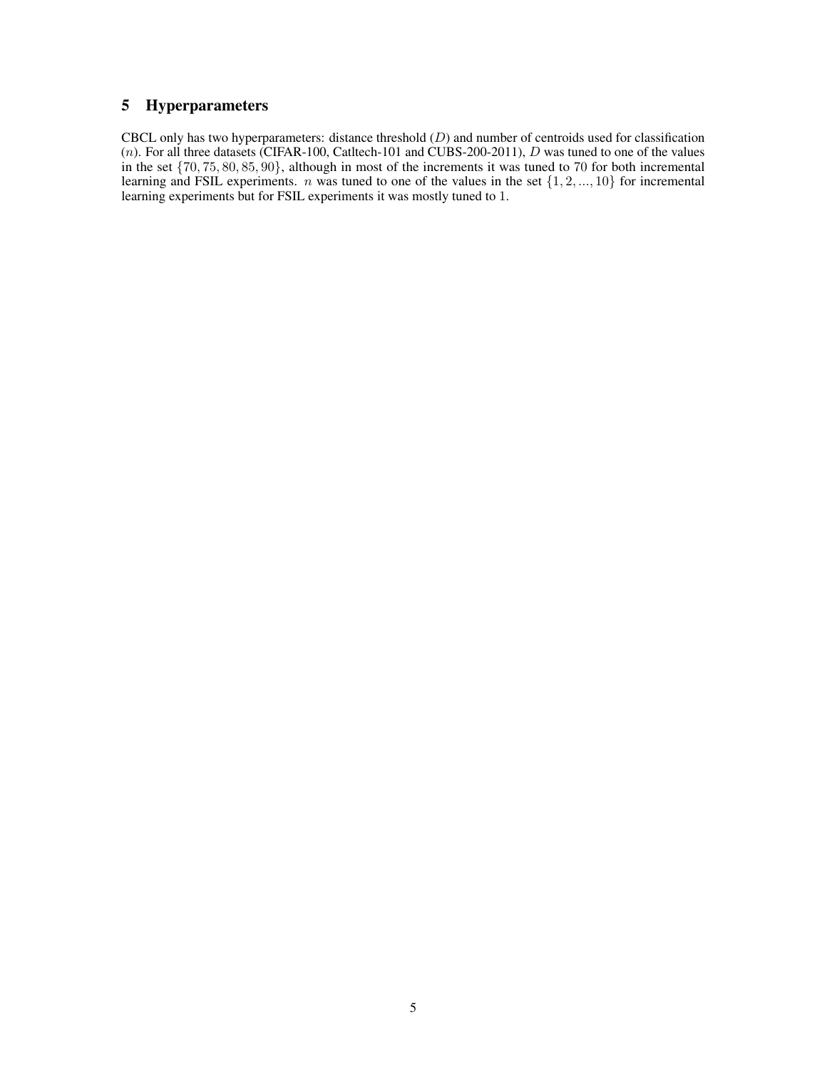## 5 Hyperparameters

CBCL only has two hyperparameters: distance threshold ($D$) and number of centroids used for classification ($n$). For all three datasets (CIFAR-100, Catltech-101 and CUBS-200-2011), $D$ was tuned to one of the values in the set $\{70, 75, 80, 85, 90\}$, although in most of the increments it was tuned to 70 for both incremental learning and FSIL experiments. $n$ was tuned to one of the values in the set $\{1, 2, ..., 10\}$ for incremental learning experiments but for FSIL experiments it was mostly tuned to $1$.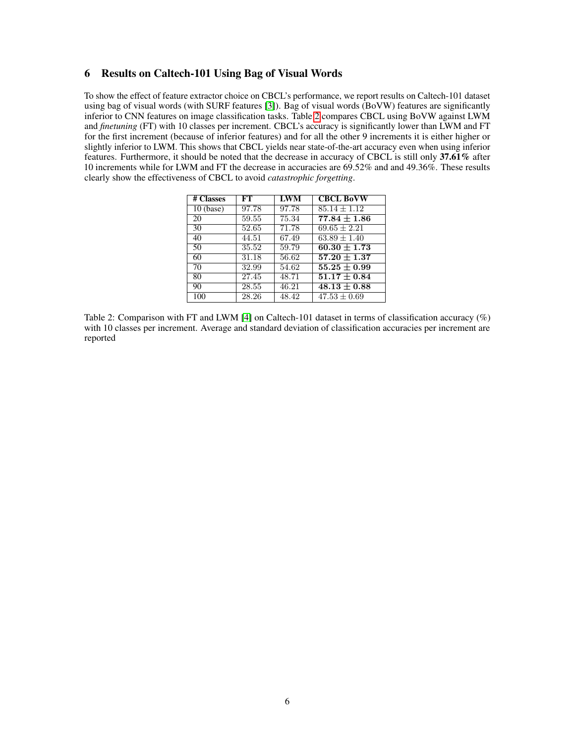## 6 Results on Caltech-101 Using Bag of Visual Words

To show the effect of feature extractor choice on CBCL's performance, we report results on Caltech-101 dataset using bag of visual words (with SURF features [3]). Bag of visual words (BoVW) features are significantly inferior to CNN features on image classification tasks. Table 2 compares CBCL using BoVW against LWM and *finetuning* (FT) with 10 classes per increment. CBCL's accuracy is significantly lower than LWM and FT for the first increment (because of inferior features) and for all the other 9 increments it is either higher or slightly inferior to LWM. This shows that CBCL yields near state-of-the-art accuracy even when using inferior features. Furthermore, it should be noted that the decrease in accuracy of CBCL is still only **37.61%** after 10 increments while for LWM and FT the decrease in accuracies are 69.52% and and 49.36%. These results clearly show the effectiveness of CBCL to avoid *catastrophic forgetting*.

| # Classes | FT | LWM | CBCL BoVW |
|---|---|---|---|
| 10 (base) | 97.78 | 97.78 | $85.14 \pm 1.12$ |
| 20 | 59.55 | 75.34 | $\mathbf{77.84 \pm 1.86}$ |
| 30 | 52.65 | 71.78 | $69.65 \pm 2.21$ |
| 40 | 44.51 | 67.49 | $63.89 \pm 1.40$ |
| 50 | 35.52 | 59.79 | $\mathbf{60.30 \pm 1.73}$ |
| 60 | 31.18 | 56.62 | $\mathbf{57.20 \pm 1.37}$ |
| 70 | 32.99 | 54.62 | $\mathbf{55.25 \pm 0.99}$ |
| 80 | 27.45 | 48.71 | $\mathbf{51.17 \pm 0.84}$ |
| 90 | 28.55 | 46.21 | $\mathbf{48.13 \pm 0.88}$ |
| 100 | 28.26 | 48.42 | $47.53 \pm 0.69$ |

Table 2: Comparison with FT and LWM [4] on Caltech-101 dataset in terms of classification accuracy (%) with 10 classes per increment. Average and standard deviation of classification accuracies per increment are reported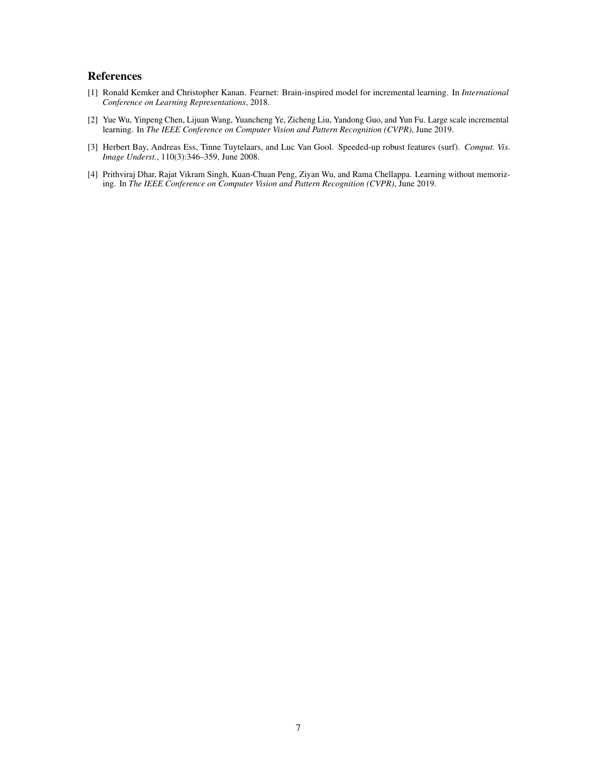## References

[1] Ronald Kemker and Christopher Kanan. Fearnet: Brain-inspired model for incremental learning. In *International Conference on Learning Representations*, 2018.

[2] Yue Wu, Yinpeng Chen, Lijuan Wang, Yuancheng Ye, Zicheng Liu, Yandong Guo, and Yun Fu. Large scale incremental learning. In *The IEEE Conference on Computer Vision and Pattern Recognition (CVPR)*, June 2019.

[3] Herbert Bay, Andreas Ess, Tinne Tuytelaars, and Luc Van Gool. Speeded-up robust features (surf). *Comput. Vis. Image Underst.*, 110(3):346–359, June 2008.

[4] Prithviraj Dhar, Rajat Vikram Singh, Kuan-Chuan Peng, Ziyan Wu, and Rama Chellappa. Learning without memorizing. In *The IEEE Conference on Computer Vision and Pattern Recognition (CVPR)*, June 2019.